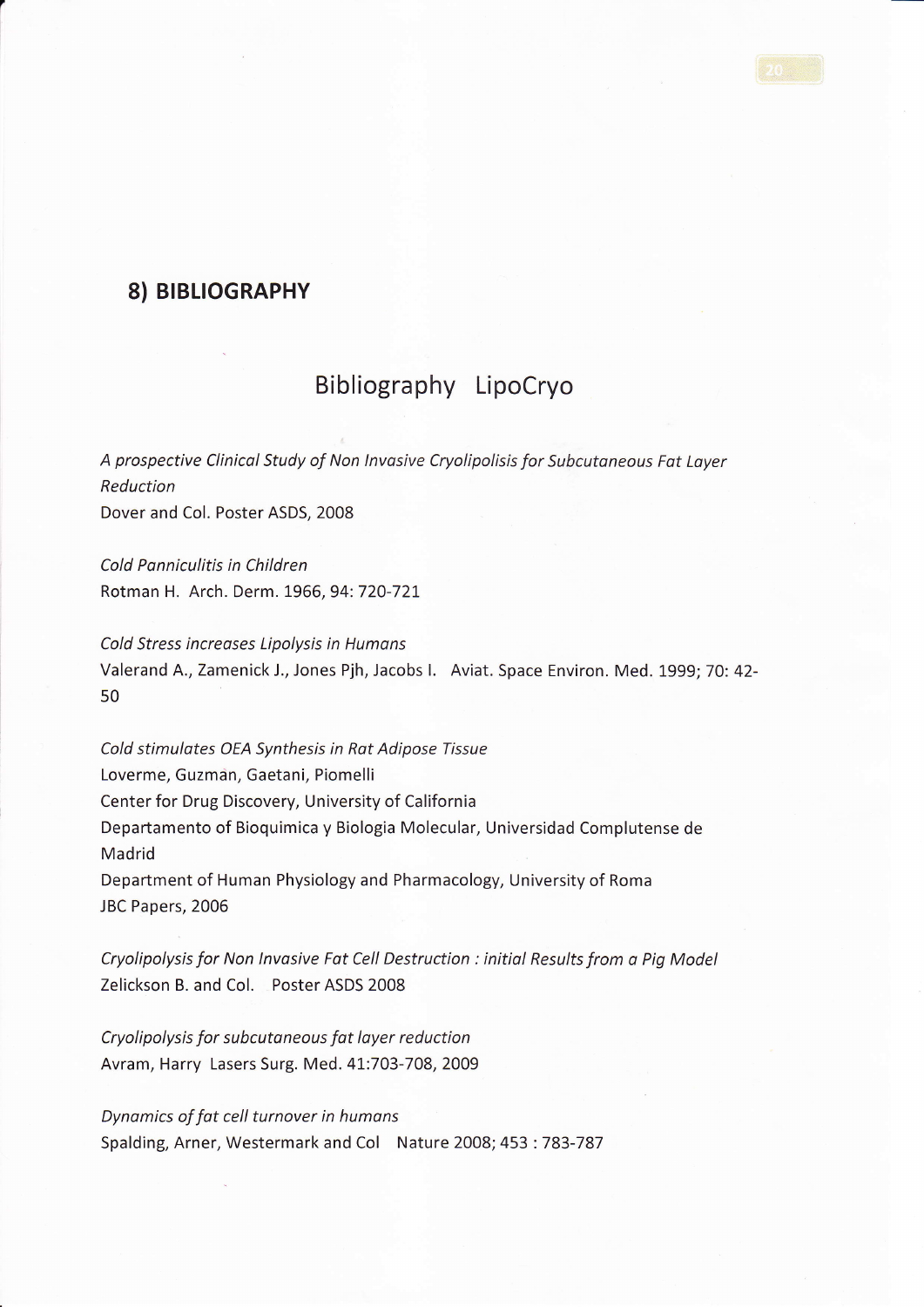## 8) BIBLIOGRAPHY

# Bibliography LipoCryo

*A prospective Clinical Study of Non Invasive Cryolipolisis for Subcutaneous Fat Layer Reduction*
Dover and Col. Poster ASDS, 2008

*Cold Panniculitis in Children*
Rotman H. Arch. Derm. 1966, 94: 720-721

*Cold Stress increases Lipolysis in Humans*
Valerand A., Zamenick J., Jones Pjh, Jacobs I. Aviat. Space Environ. Med. 1999; 70: 42-50

*Cold stimulates OEA Synthesis in Rat Adipose Tissue*
Loverme, Guzman, Gaetani, Piomelli
Center for Drug Discovery, University of California
Departamento of Bioquimica y Biologia Molecular, Universidad Complutense de Madrid
Department of Human Physiology and Pharmacology, University of Roma
JBC Papers, 2006

*Cryolipolysis for Non Invasive Fat Cell Destruction : initial Results from a Pig Model*
Zelickson B. and Col. Poster ASDS 2008

*Cryolipolysis for subcutaneous fat layer reduction*
Avram, Harry Lasers Surg. Med. 41:703-708, 2009

*Dynamics of fat cell turnover in humans*
Spalding, Arner, Westermark and Col Nature 2008; 453 : 783-787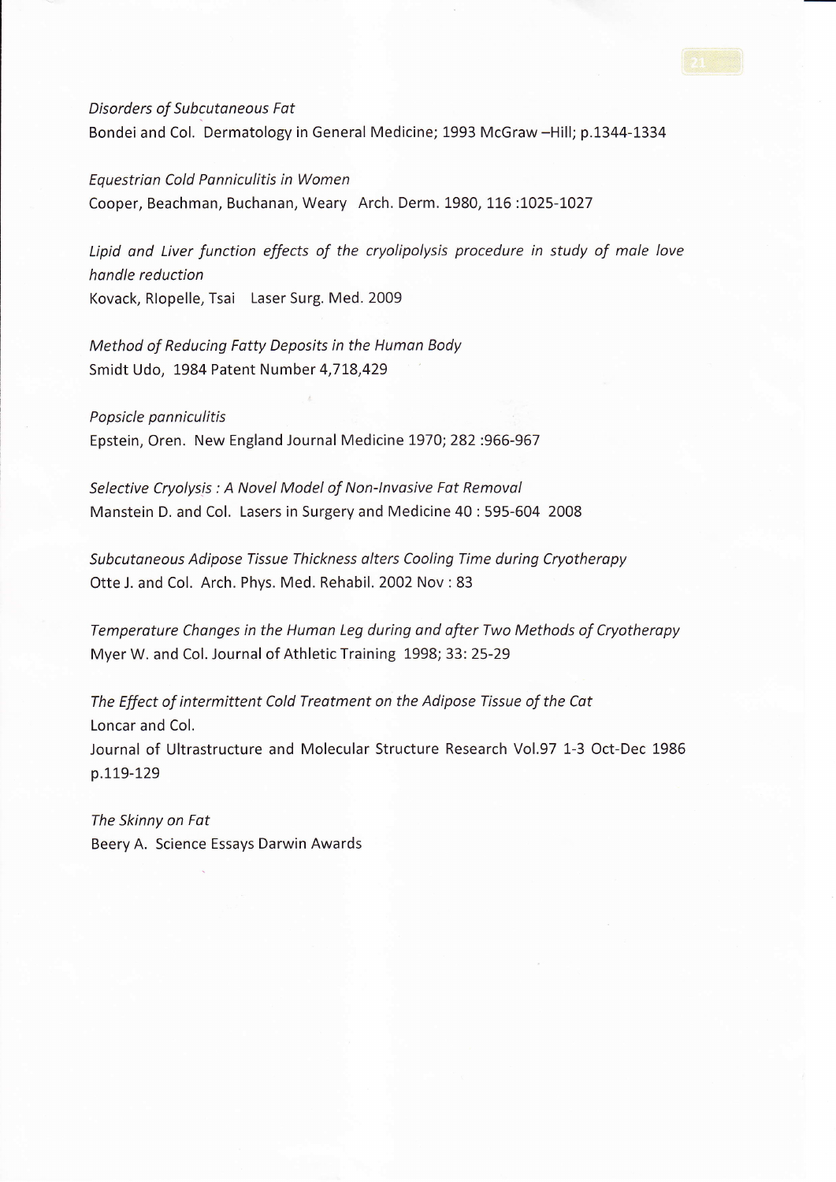*Disorders of Subcutaneous Fat*
Bondei and Col. Dermatology in General Medicine; 1993 McGraw –Hill; p.1344-1334

*Equestrian Cold Panniculitis in Women*
Cooper, Beachman, Buchanan, Weary Arch. Derm. 1980, 116 :1025-1027

*Lipid and Liver function effects of the cryolipolysis procedure in study of male love handle reduction*
Kovack, Rlopelle, Tsai Laser Surg. Med. 2009

*Method of Reducing Fatty Deposits in the Human Body*
Smidt Udo, 1984 Patent Number 4,718,429

*Popsicle panniculitis*
Epstein, Oren. New England Journal Medicine 1970; 282 :966-967

*Selective Cryolysis : A Novel Model of Non-Invasive Fat Removal*
Manstein D. and Col. Lasers in Surgery and Medicine 40 : 595-604 2008

*Subcutaneous Adipose Tissue Thickness alters Cooling Time during Cryotherapy*
Otte J. and Col. Arch. Phys. Med. Rehabil. 2002 Nov : 83

*Temperature Changes in the Human Leg during and after Two Methods of Cryotherapy*
Myer W. and Col. Journal of Athletic Training 1998; 33: 25-29

*The Effect of intermittent Cold Treatment on the Adipose Tissue of the Cat*
Loncar and Col.
Journal of Ultrastructure and Molecular Structure Research Vol.97 1-3 Oct-Dec 1986 p.119-129

*The Skinny on Fat*
Beery A. Science Essays Darwin Awards